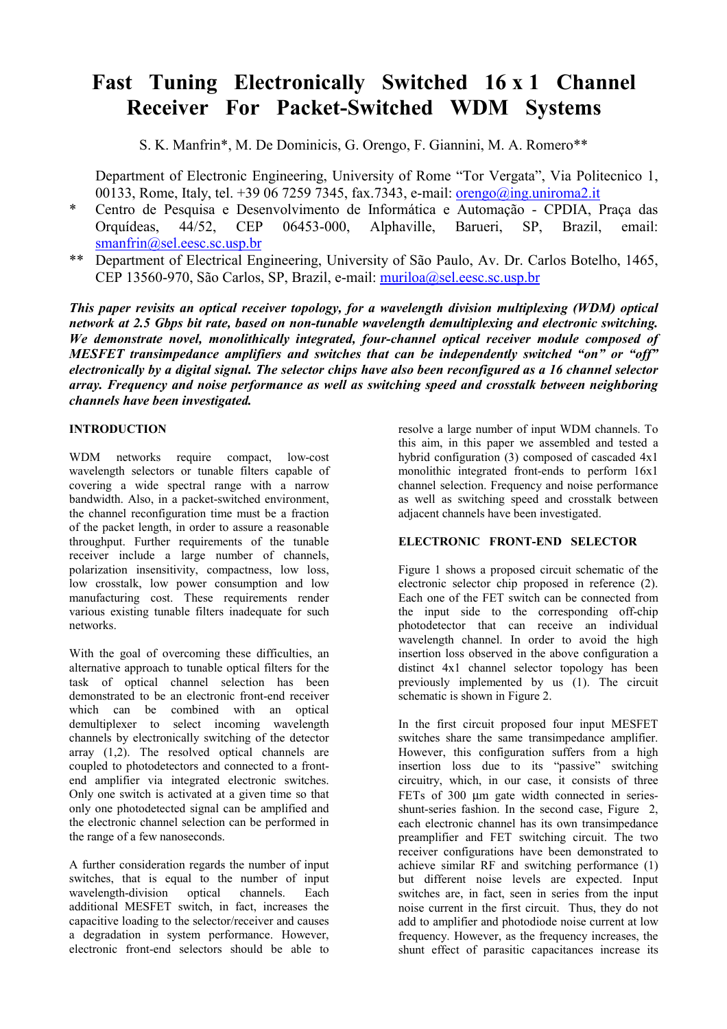# Fast Tuning Electronically Switched 16 x 1 Channel Receiver For Packet-Switched WDM Systems

S. K. Manfrin*, M. De Dominicis, G. Orengo, F. Giannini, M. A. Romero**

Department of Electronic Engineering, University of Rome "Tor Vergata", Via Politecnico 1, 00133, Rome, Italy, tel. +39 06 7259 7345, fax.7343, e-mail: orengo@ing.uniroma2.it

\* Centro de Pesquisa e Desenvolvimento de Informática e Automação - CPDIA, Praça das Orquídeas, 44/52, CEP 06453-000, Alphaville, Barueri, SP, Brazil, email: smanfrin@sel.eesc.sc.usp.br

\*\* Department of Electrical Engineering, University of São Paulo, Av. Dr. Carlos Botelho, 1465, CEP 13560-970, São Carlos, SP, Brazil, e-mail: muriloa@sel.eesc.sc.usp.br

***This paper revisits an optical receiver topology, for a wavelength division multiplexing (WDM) optical network at 2.5 Gbps bit rate, based on non-tunable wavelength demultiplexing and electronic switching. We demonstrate novel, monolithically integrated, four-channel optical receiver module composed of MESFET transimpedance amplifiers and switches that can be independently switched "on" or "off" electronically by a digital signal. The selector chips have also been reconfigured as a 16 channel selector array. Frequency and noise performance as well as switching speed and crosstalk between neighboring channels have been investigated.***

## INTRODUCTION

WDM networks require compact, low-cost wavelength selectors or tunable filters capable of covering a wide spectral range with a narrow bandwidth. Also, in a packet-switched environment, the channel reconfiguration time must be a fraction of the packet length, in order to assure a reasonable throughput. Further requirements of the tunable receiver include a large number of channels, polarization insensitivity, compactness, low loss, low crosstalk, low power consumption and low manufacturing cost. These requirements render various existing tunable filters inadequate for such networks.

With the goal of overcoming these difficulties, an alternative approach to tunable optical filters for the task of optical channel selection has been demonstrated to be an electronic front-end receiver which can be combined with an optical demultiplexer to select incoming wavelength channels by electronically switching of the detector array (1,2). The resolved optical channels are coupled to photodetectors and connected to a front-end amplifier via integrated electronic switches. Only one switch is activated at a given time so that only one photodetected signal can be amplified and the electronic channel selection can be performed in the range of a few nanoseconds.

A further consideration regards the number of input switches, that is equal to the number of input wavelength-division optical channels. Each additional MESFET switch, in fact, increases the capacitive loading to the selector/receiver and causes a degradation in system performance. However, electronic front-end selectors should be able to resolve a large number of input WDM channels. To this aim, in this paper we assembled and tested a hybrid configuration (3) composed of cascaded 4x1 monolithic integrated front-ends to perform 16x1 channel selection. Frequency and noise performance as well as switching speed and crosstalk between adjacent channels have been investigated.

## ELECTRONIC FRONT-END SELECTOR

Figure 1 shows a proposed circuit schematic of the electronic selector chip proposed in reference (2). Each one of the FET switch can be connected from the input side to the corresponding off-chip photodetector that can receive an individual wavelength channel. In order to avoid the high insertion loss observed in the above configuration a distinct 4x1 channel selector topology has been previously implemented by us (1). The circuit schematic is shown in Figure 2.

In the first circuit proposed four input MESFET switches share the same transimpedance amplifier. However, this configuration suffers from a high insertion loss due to its "passive" switching circuitry, which, in our case, it consists of three FETs of 300 μm gate width connected in series-shunt-series fashion. In the second case, Figure 2, each electronic channel has its own transimpedance preamplifier and FET switching circuit. The two receiver configurations have been demonstrated to achieve similar RF and switching performance (1) but different noise levels are expected. Input switches are, in fact, seen in series from the input noise current in the first circuit. Thus, they do not add to amplifier and photodiode noise current at low frequency. However, as the frequency increases, the shunt effect of parasitic capacitances increase its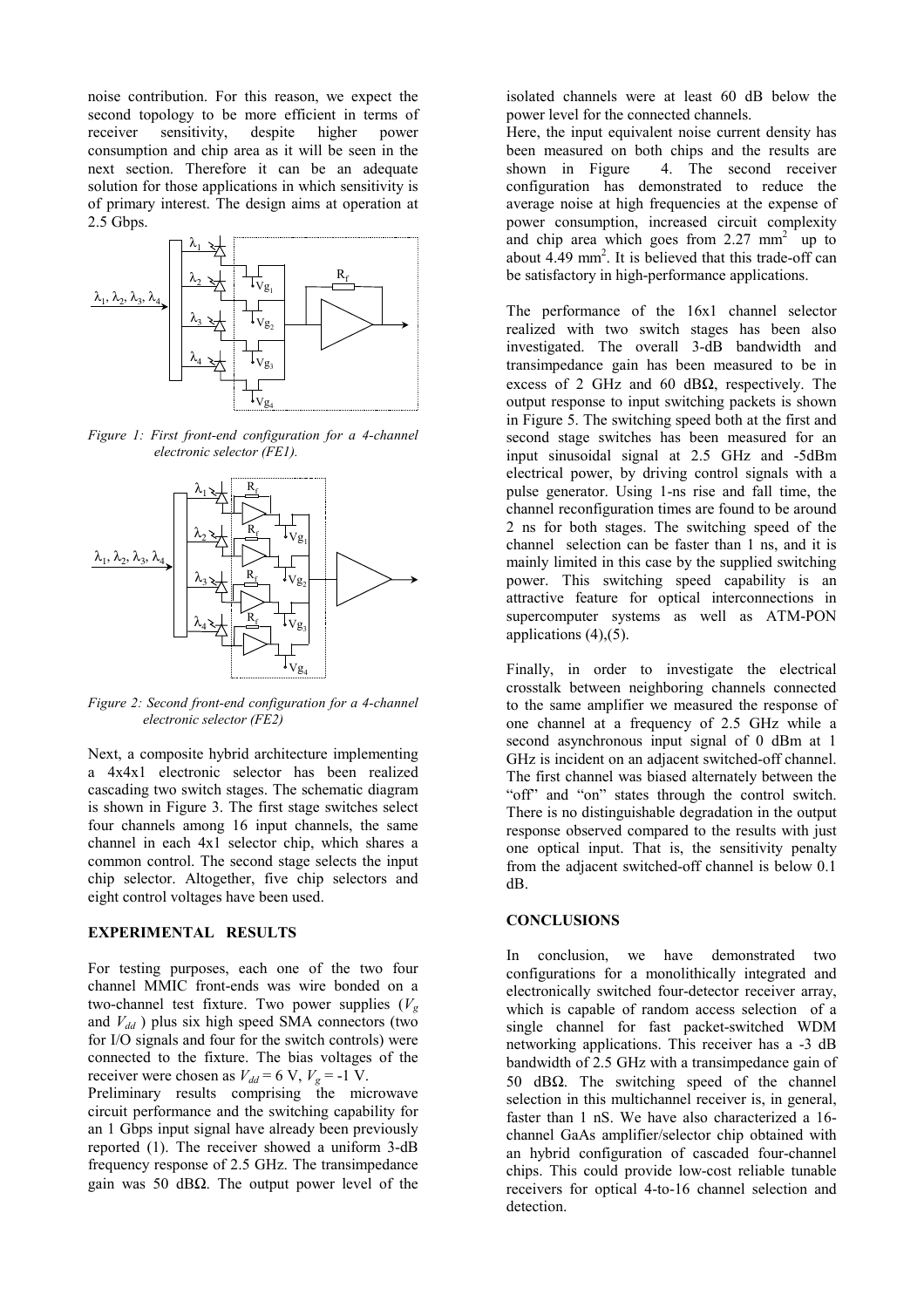noise contribution. For this reason, we expect the second topology to be more efficient in terms of receiver sensitivity, despite higher power consumption and chip area as it will be seen in the next section. Therefore it can be an adequate solution for those applications in which sensitivity is of primary interest. The design aims at operation at 2.5 Gbps.

*Figure 1: First front-end configuration for a 4-channel electronic selector (FE1).*

*Figure 2: Second front-end configuration for a 4-channel electronic selector (FE2)*

Next, a composite hybrid architecture implementing a 4x4x1 electronic selector has been realized cascading two switch stages. The schematic diagram is shown in Figure 3. The first stage switches select four channels among 16 input channels, the same channel in each 4x1 selector chip, which shares a common control. The second stage selects the input chip selector. Altogether, five chip selectors and eight control voltages have been used.

## EXPERIMENTAL RESULTS

For testing purposes, each one of the two four channel MMIC front-ends was wire bonded on a two-channel test fixture. Two power supplies ($V_g$ and $V_{dd}$ ) plus six high speed SMA connectors (two for I/O signals and four for the switch controls) were connected to the fixture. The bias voltages of the receiver were chosen as $V_{dd}$ = 6 V, $V_g$ = -1 V.

Preliminary results comprising the microwave circuit performance and the switching capability for an 1 Gbps input signal have already been previously reported (1). The receiver showed a uniform 3-dB frequency response of 2.5 GHz. The transimpedance gain was 50 dBΩ. The output power level of the isolated channels were at least 60 dB below the power level for the connected channels.

Here, the input equivalent noise current density has been measured on both chips and the results are shown in Figure 4. The second receiver configuration has demonstrated to reduce the average noise at high frequencies at the expense of power consumption, increased circuit complexity and chip area which goes from 2.27 mm$^2$ up to about 4.49 mm$^2$. It is believed that this trade-off can be satisfactory in high-performance applications.

The performance of the 16x1 channel selector realized with two switch stages has been also investigated. The overall 3-dB bandwidth and transimpedance gain has been measured to be in excess of 2 GHz and 60 dBΩ, respectively. The output response to input switching packets is shown in Figure 5. The switching speed both at the first and second stage switches has been measured for an input sinusoidal signal at 2.5 GHz and -5dBm electrical power, by driving control signals with a pulse generator. Using 1-ns rise and fall time, the channel reconfiguration times are found to be around 2 ns for both stages. The switching speed of the channel selection can be faster than 1 ns, and it is mainly limited in this case by the supplied switching power. This switching speed capability is an attractive feature for optical interconnections in supercomputer systems as well as ATM-PON applications (4),(5).

Finally, in order to investigate the electrical crosstalk between neighboring channels connected to the same amplifier we measured the response of one channel at a frequency of 2.5 GHz while a second asynchronous input signal of 0 dBm at 1 GHz is incident on an adjacent switched-off channel. The first channel was biased alternately between the "off" and "on" states through the control switch. There is no distinguishable degradation in the output response observed compared to the results with just one optical input. That is, the sensitivity penalty from the adjacent switched-off channel is below 0.1 dB.

## CONCLUSIONS

In conclusion, we have demonstrated two configurations for a monolithically integrated and electronically switched four-detector receiver array, which is capable of random access selection of a single channel for fast packet-switched WDM networking applications. This receiver has a -3 dB bandwidth of 2.5 GHz with a transimpedance gain of 50 dBΩ. The switching speed of the channel selection in this multichannel receiver is, in general, faster than 1 nS. We have also characterized a 16-channel GaAs amplifier/selector chip obtained with an hybrid configuration of cascaded four-channel chips. This could provide low-cost reliable tunable receivers for optical 4-to-16 channel selection and detection.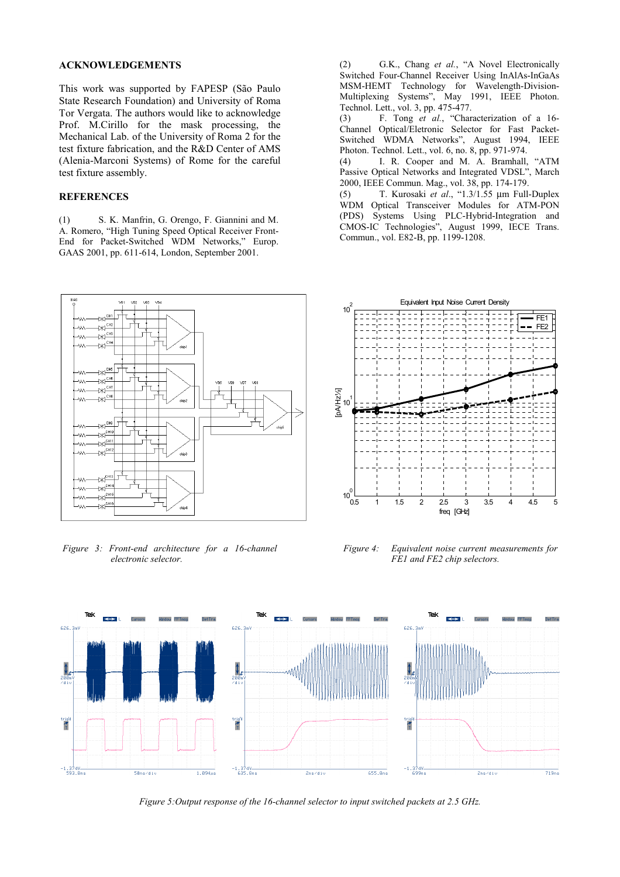## ACKNOWLEDGEMENTS

This work was supported by FAPESP (São Paulo State Research Foundation) and University of Roma Tor Vergata. The authors would like to acknowledge Prof. M.Cirillo for the mask processing, the Mechanical Lab. of the University of Roma 2 for the test fixture fabrication, and the R&D Center of AMS (Alenia-Marconi Systems) of Rome for the careful test fixture assembly.

## REFERENCES

(1) S. K. Manfrin, G. Orengo, F. Giannini and M. A. Romero, "High Tuning Speed Optical Receiver Front-End for Packet-Switched WDM Networks," Europ. GAAS 2001, pp. 611-614, London, September 2001.

(2) G.K., Chang *et al.*, "A Novel Electronically Switched Four-Channel Receiver Using InAlAs-InGaAs MSM-HEMT Technology for Wavelength-Division-Multiplexing Systems", May 1991, IEEE Photon. Technol. Lett., vol. 3, pp. 475-477.

(3) F. Tong *et al.*, "Characterization of a 16-Channel Optical/Eletronic Selector for Fast Packet-Switched WDMA Networks", August 1994, IEEE Photon. Technol. Lett., vol. 6, no. 8, pp. 971-974.

(4) I. R. Cooper and M. A. Bramhall, "ATM Passive Optical Networks and Integrated VDSL", March 2000, IEEE Commun. Mag., vol. 38, pp. 174-179.

(5) T. Kurosaki *et al.*, "1.3/1.55 µm Full-Duplex WDM Optical Transceiver Modules for ATM-PON (PDS) Systems Using PLC-Hybrid-Integration and CMOS-IC Technologies", August 1999, IECE Trans. Commun., vol. E82-B, pp. 1199-1208.

*Figure 3: Front-end architecture for a 16-channel electronic selector.*

Equivalent Input Noise Current Density

FE1
FE2

$10^2$
$10^1$
$10^0$

[pA/Hz½]

0.5 1 1.5 2 2.5 3 3.5 4 4.5 5

freq [GHz]

*Figure 4: Equivalent noise current measurements for FE1 and FE2 chip selectors.*

*Figure 5:Output response of the 16-channel selector to input switched packets at 2.5 GHz.*